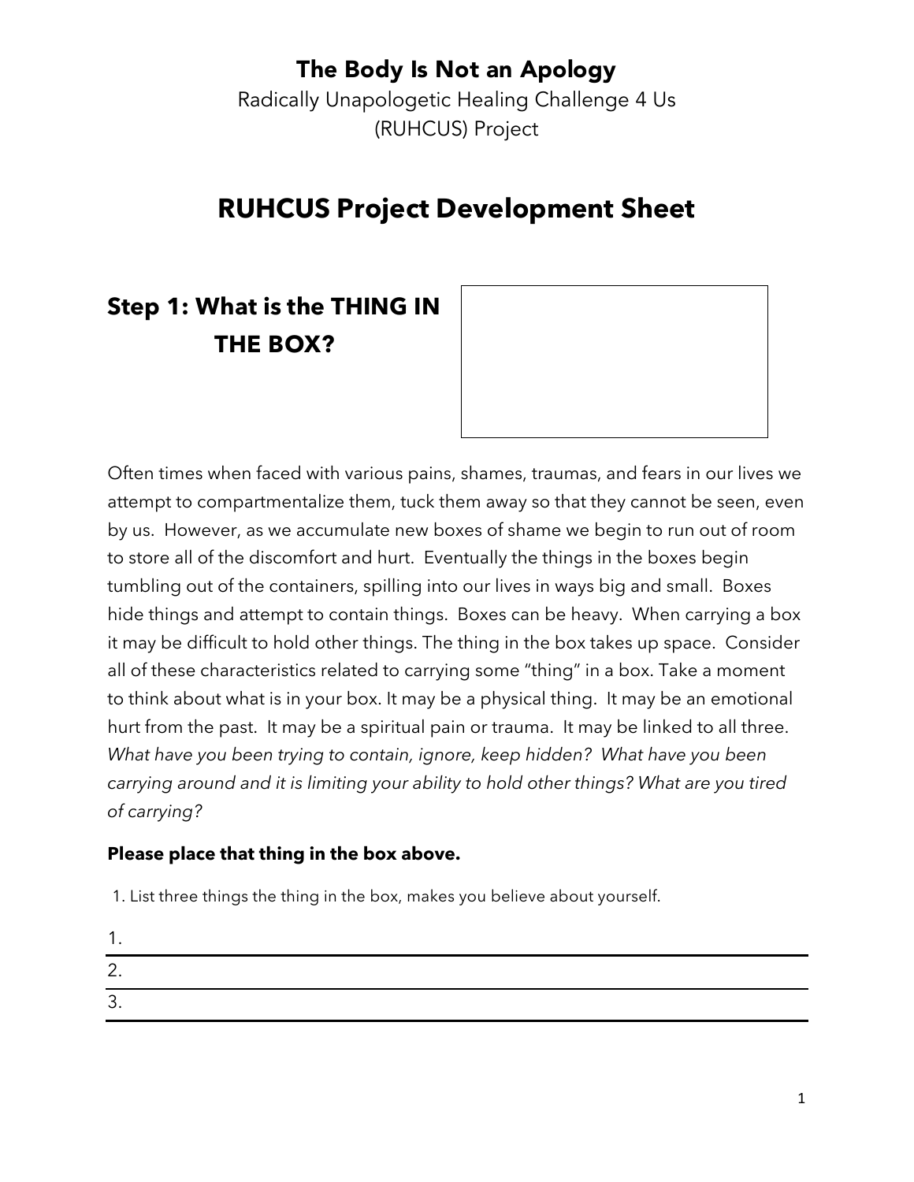# The Body Is Not an Apology

Radically Unapologetic Healing Challenge 4 Us (RUHCUS) Project

## RUHCUS Project Development Sheet

### Step 1: What is the THING IN THE BOX?

Often times when faced with various pains, shames, traumas, and fears in our lives we attempt to compartmentalize them, tuck them away so that they cannot be seen, even by us. However, as we accumulate new boxes of shame we begin to run out of room to store all of the discomfort and hurt. Eventually the things in the boxes begin tumbling out of the containers, spilling into our lives in ways big and small. Boxes hide things and attempt to contain things. Boxes can be heavy. When carrying a box it may be difficult to hold other things. The thing in the box takes up space. Consider all of these characteristics related to carrying some "thing" in a box. Take a moment to think about what is in your box. It may be a physical thing. It may be an emotional hurt from the past. It may be a spiritual pain or trauma. It may be linked to all three. *What have you been trying to contain, ignore, keep hidden? What have you been carrying around and it is limiting your ability to hold other things? What are you tired of carrying?*

**Please place that thing in the box above.**

1. List three things the thing in the box, makes you believe about yourself.

1. \_\_\_\_\_\_\_\_\_\_\_\_\_\_\_\_\_\_\_\_\_\_\_\_\_\_\_\_\_\_\_\_
2. \_\_\_\_\_\_\_\_\_\_\_\_\_\_\_\_\_\_\_\_\_\_\_\_\_\_\_\_\_\_\_\_
3. \_\_\_\_\_\_\_\_\_\_\_\_\_\_\_\_\_\_\_\_\_\_\_\_\_\_\_\_\_\_\_\_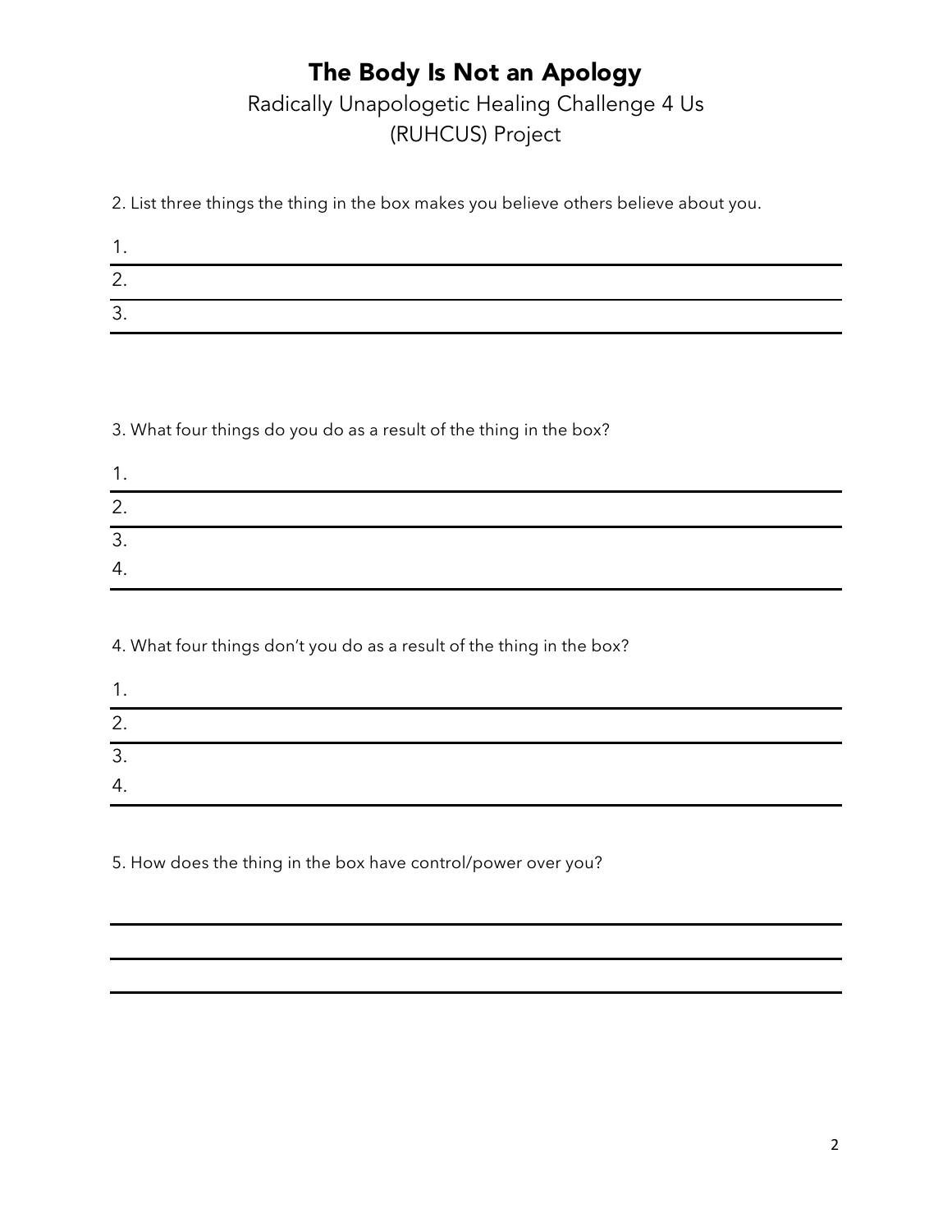# The Body Is Not an Apology

Radically Unapologetic Healing Challenge 4 Us
(RUHCUS) Project

2. List three things the thing in the box makes you believe others believe about you.

1. 
2. 
3. 

3. What four things do you do as a result of the thing in the box?

1. 
2. 
3. 
4. 

4. What four things don't you do as a result of the thing in the box?

1. 
2. 
3. 
4. 

5. How does the thing in the box have control/power over you?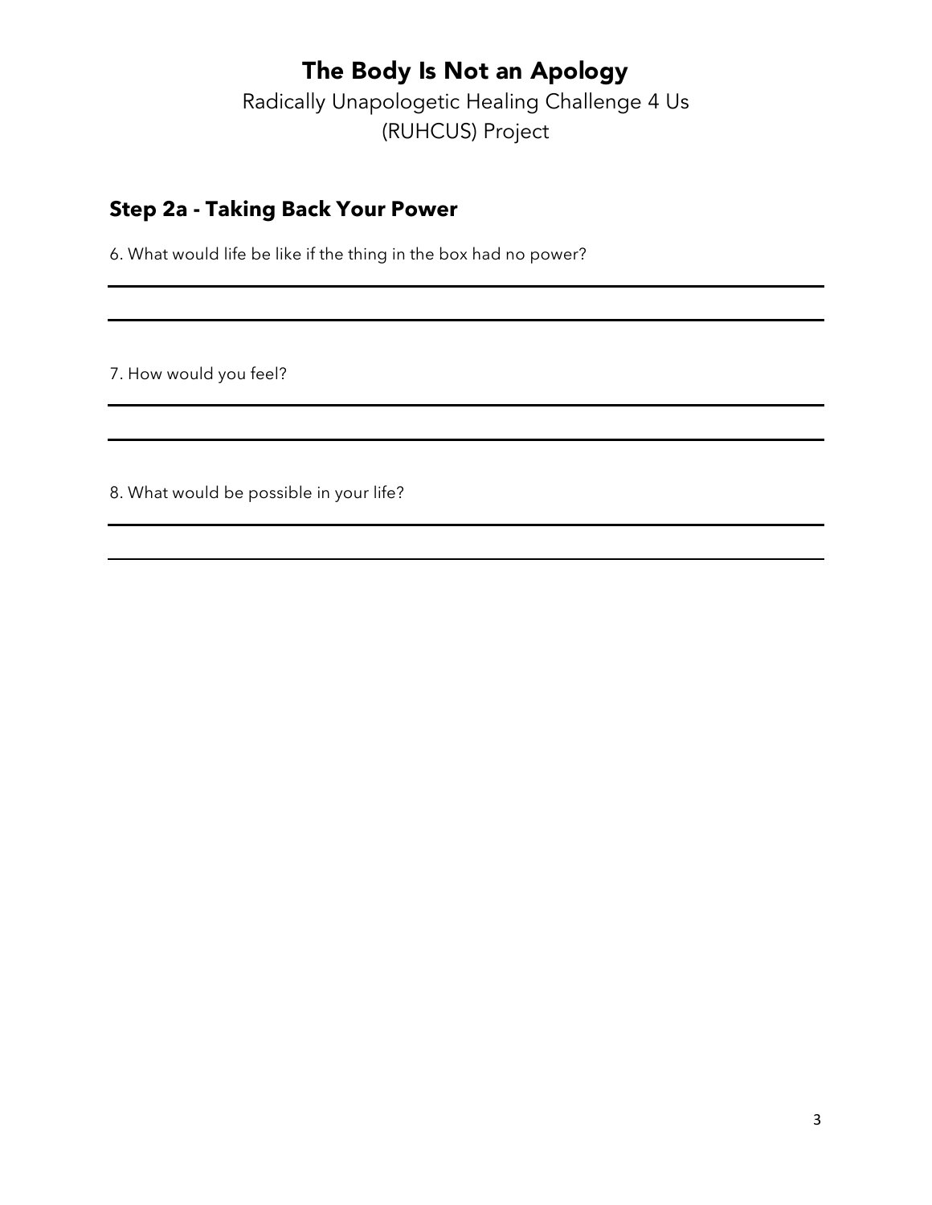# The Body Is Not an Apology

Radically Unapologetic Healing Challenge 4 Us (RUHCUS) Project

## Step 2a - Taking Back Your Power

6. What would life be like if the thing in the box had no power?

7. How would you feel?

8. What would be possible in your life?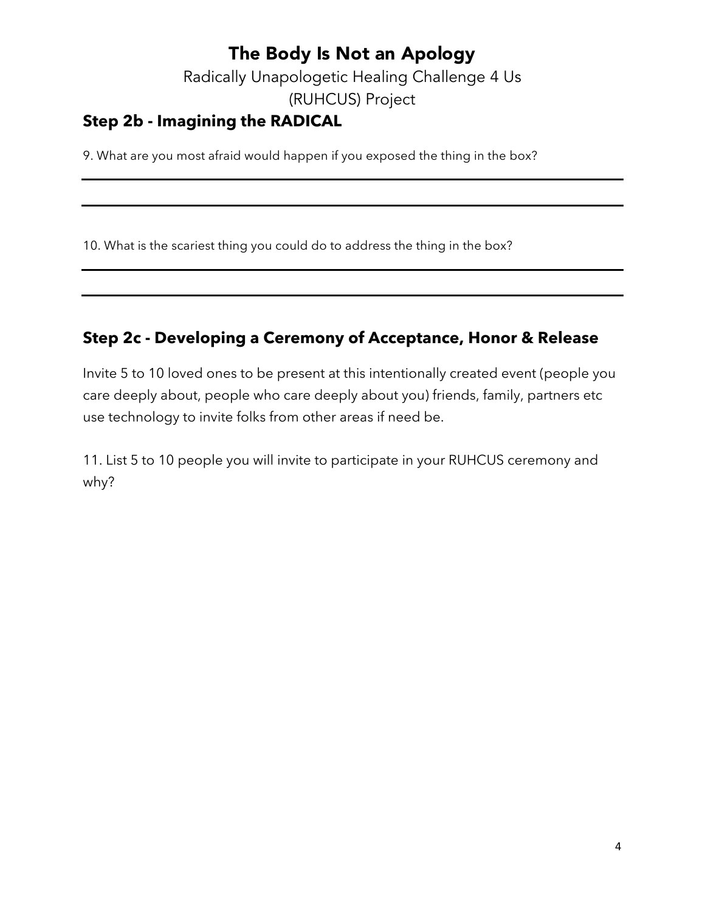# The Body Is Not an Apology

Radically Unapologetic Healing Challenge 4 Us (RUHCUS) Project

## Step 2b - Imagining the RADICAL

9. What are you most afraid would happen if you exposed the thing in the box?

10. What is the scariest thing you could do to address the thing in the box?

## Step 2c - Developing a Ceremony of Acceptance, Honor & Release

Invite 5 to 10 loved ones to be present at this intentionally created event (people you care deeply about, people who care deeply about you) friends, family, partners etc use technology to invite folks from other areas if need be.

11. List 5 to 10 people you will invite to participate in your RUHCUS ceremony and why?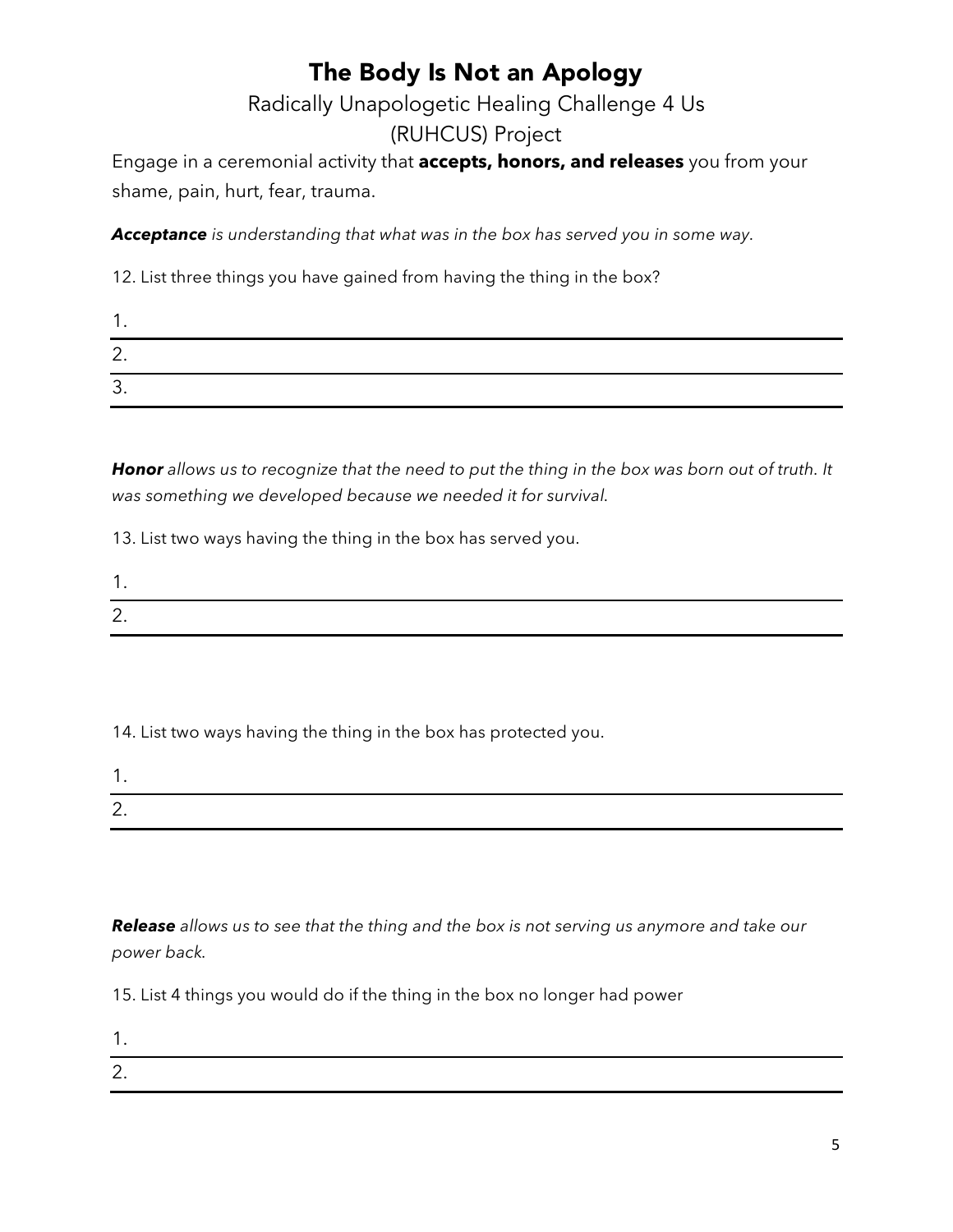# The Body Is Not an Apology

## Radically Unapologetic Healing Challenge 4 Us (RUHCUS) Project

Engage in a ceremonial activity that **accepts, honors, and releases** you from your shame, pain, hurt, fear, trauma.

***Acceptance*** *is understanding that what was in the box has served you in some way.*

12. List three things you have gained from having the thing in the box?

1. ______________________________
2. ______________________________
3. ______________________________

***Honor*** *allows us to recognize that the need to put the thing in the box was born out of truth. It was something we developed because we needed it for survival.*

13. List two ways having the thing in the box has served you.

1. ______________________________
2. ______________________________

14. List two ways having the thing in the box has protected you.

1. ______________________________
2. ______________________________

***Release*** *allows us to see that the thing and the box is not serving us anymore and take our power back.*

15. List 4 things you would do if the thing in the box no longer had power

1. ______________________________
2. ______________________________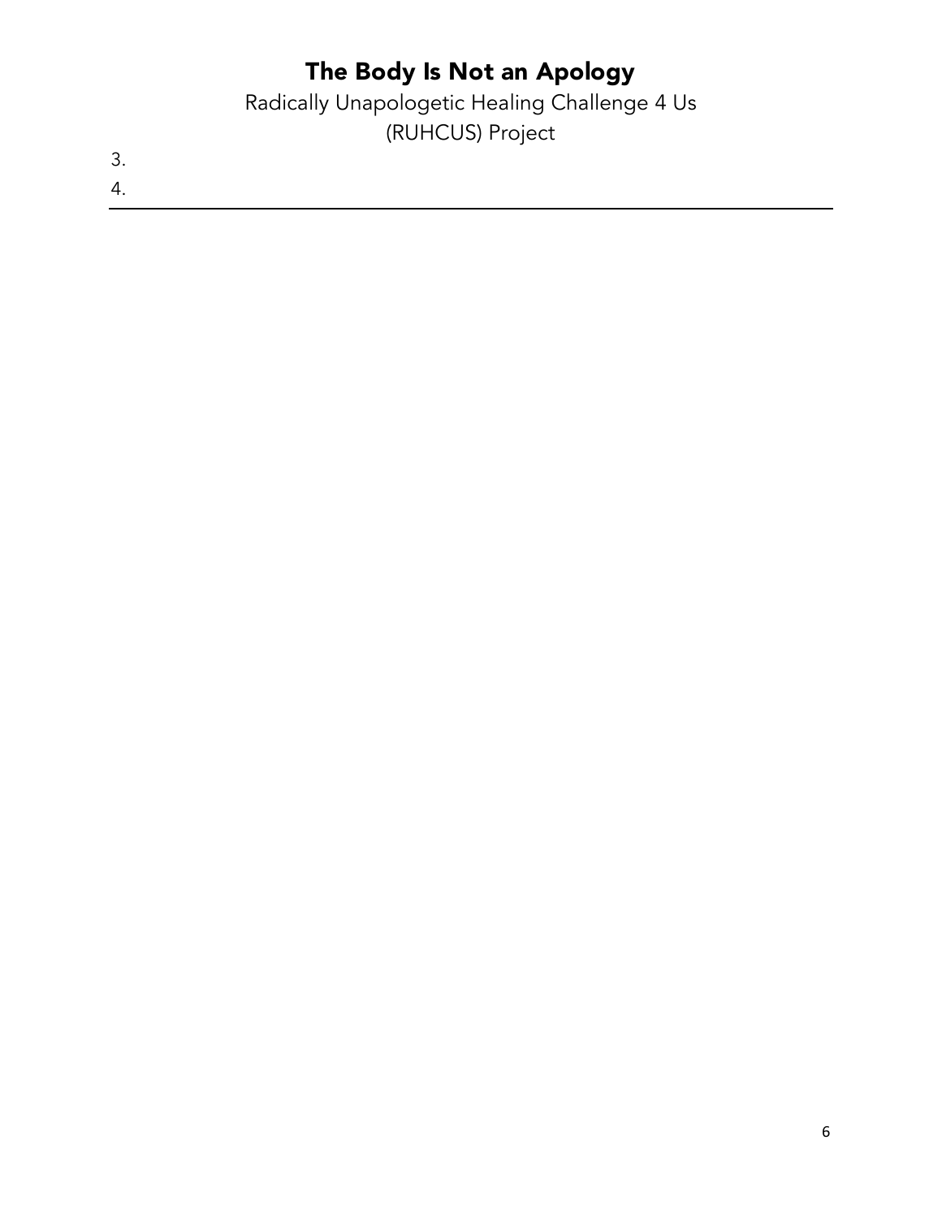3.
4.

---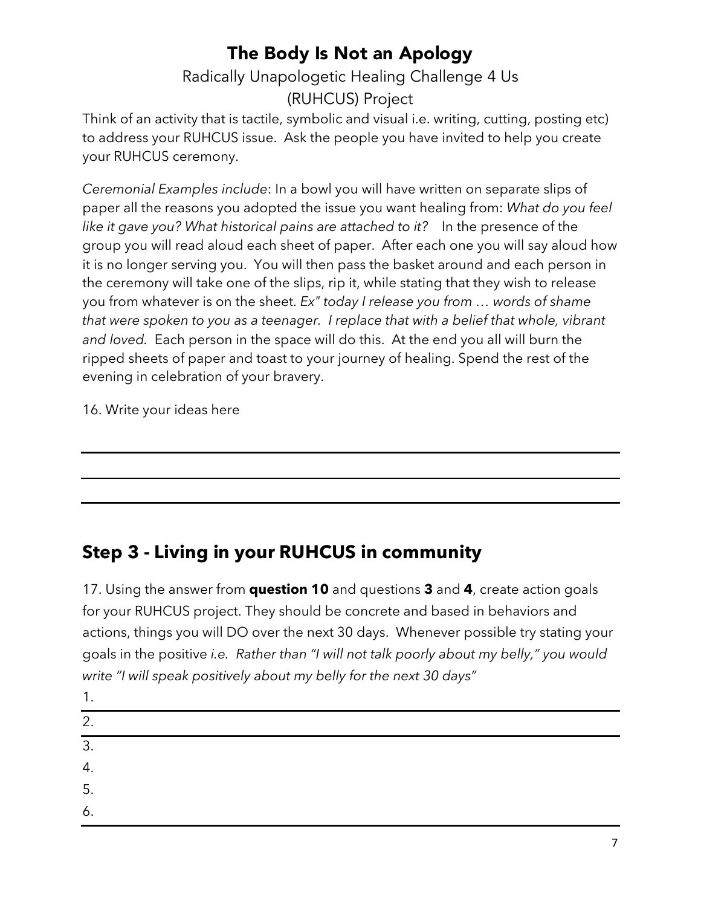# The Body Is Not an Apology

Radically Unapologetic Healing Challenge 4 Us

(RUHCUS) Project

Think of an activity that is tactile, symbolic and visual i.e. writing, cutting, posting etc) to address your RUHCUS issue. Ask the people you have invited to help you create your RUHCUS ceremony.

*Ceremonial Examples include*: In a bowl you will have written on separate slips of paper all the reasons you adopted the issue you want healing from: *What do you feel like it gave you? What historical pains are attached to it?* In the presence of the group you will read aloud each sheet of paper. After each one you will say aloud how it is no longer serving you. You will then pass the basket around and each person in the ceremony will take one of the slips, rip it, while stating that they wish to release you from whatever is on the sheet. *Ex" today I release you from … words of shame that were spoken to you as a teenager. I replace that with a belief that whole, vibrant and loved.* Each person in the space will do this. At the end you all will burn the ripped sheets of paper and toast to your journey of healing. Spend the rest of the evening in celebration of your bravery.

16. Write your ideas here

---

---

---

## Step 3 - Living in your RUHCUS in community

17. Using the answer from **question 10** and questions **3** and **4**, create action goals for your RUHCUS project. They should be concrete and based in behaviors and actions, things you will DO over the next 30 days. Whenever possible try stating your goals in the positive *i.e. Rather than "I will not talk poorly about my belly," you would write "I will speak positively about my belly for the next 30 days"*

1.
2.
3.
4.
5.
6.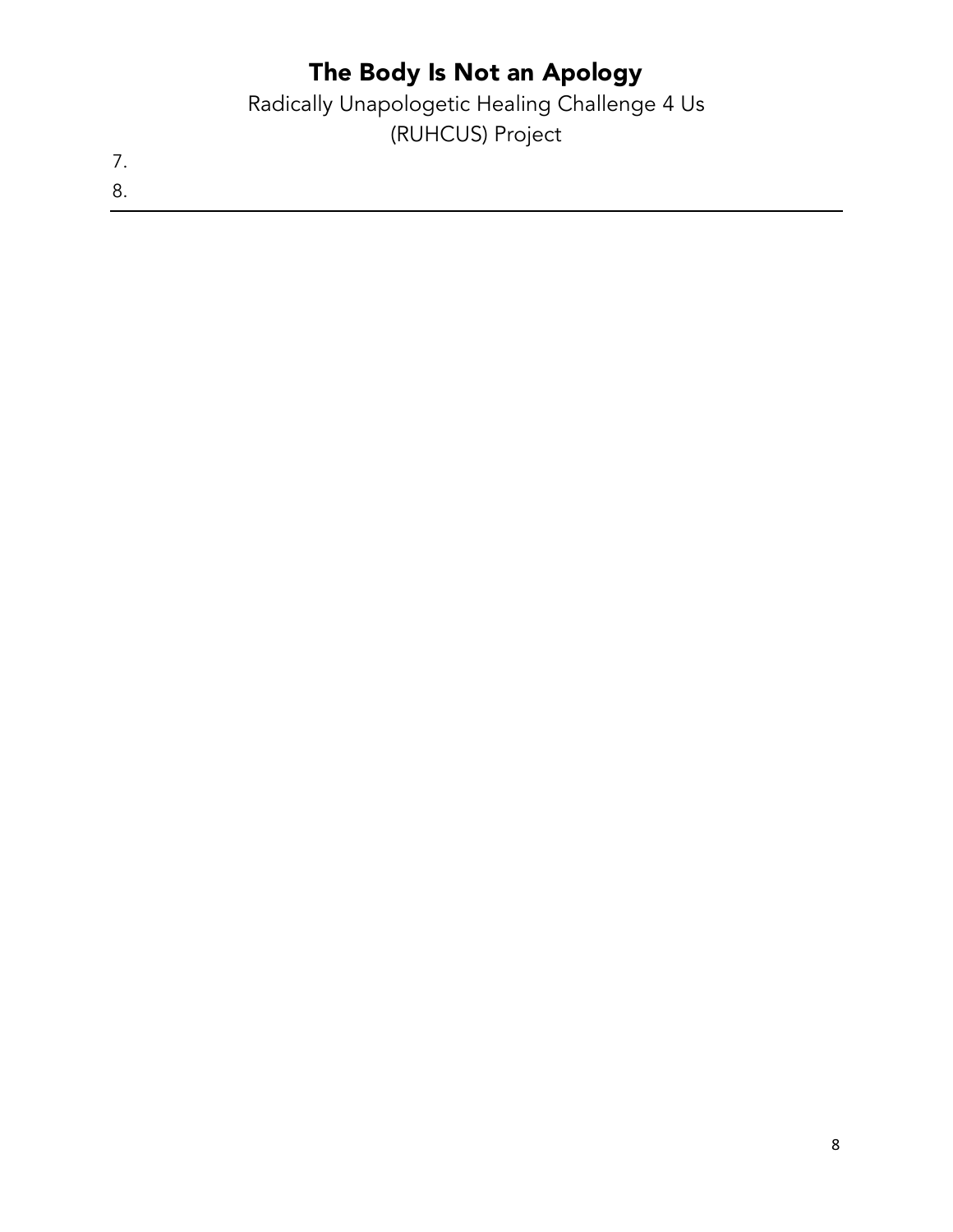7.

8.

---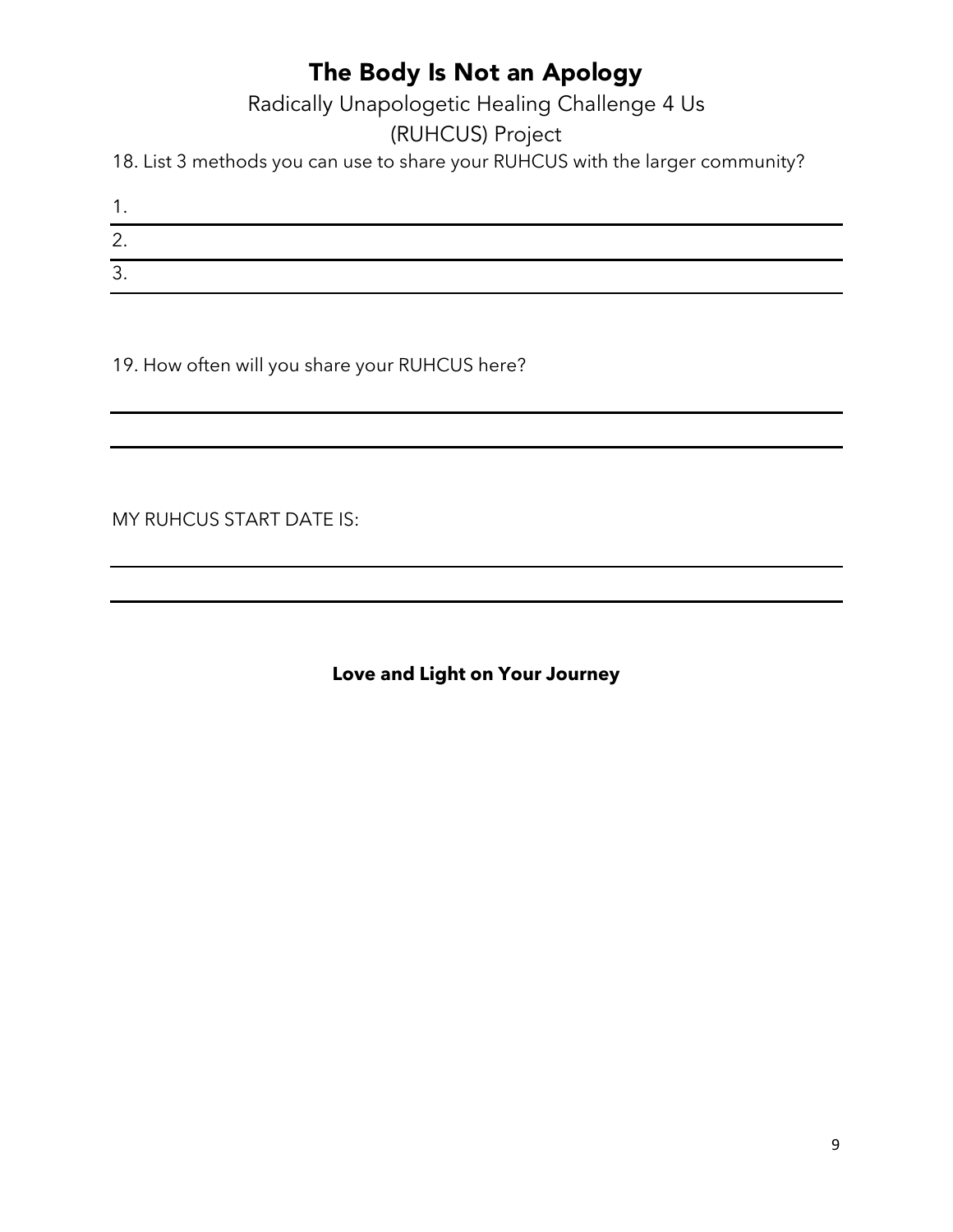# The Body Is Not an Apology

Radically Unapologetic Healing Challenge 4 Us

(RUHCUS) Project

18. List 3 methods you can use to share your RUHCUS with the larger community?

1. 
2. 
3. 

19. How often will you share your RUHCUS here?

MY RUHCUS START DATE IS:

**Love and Light on Your Journey**